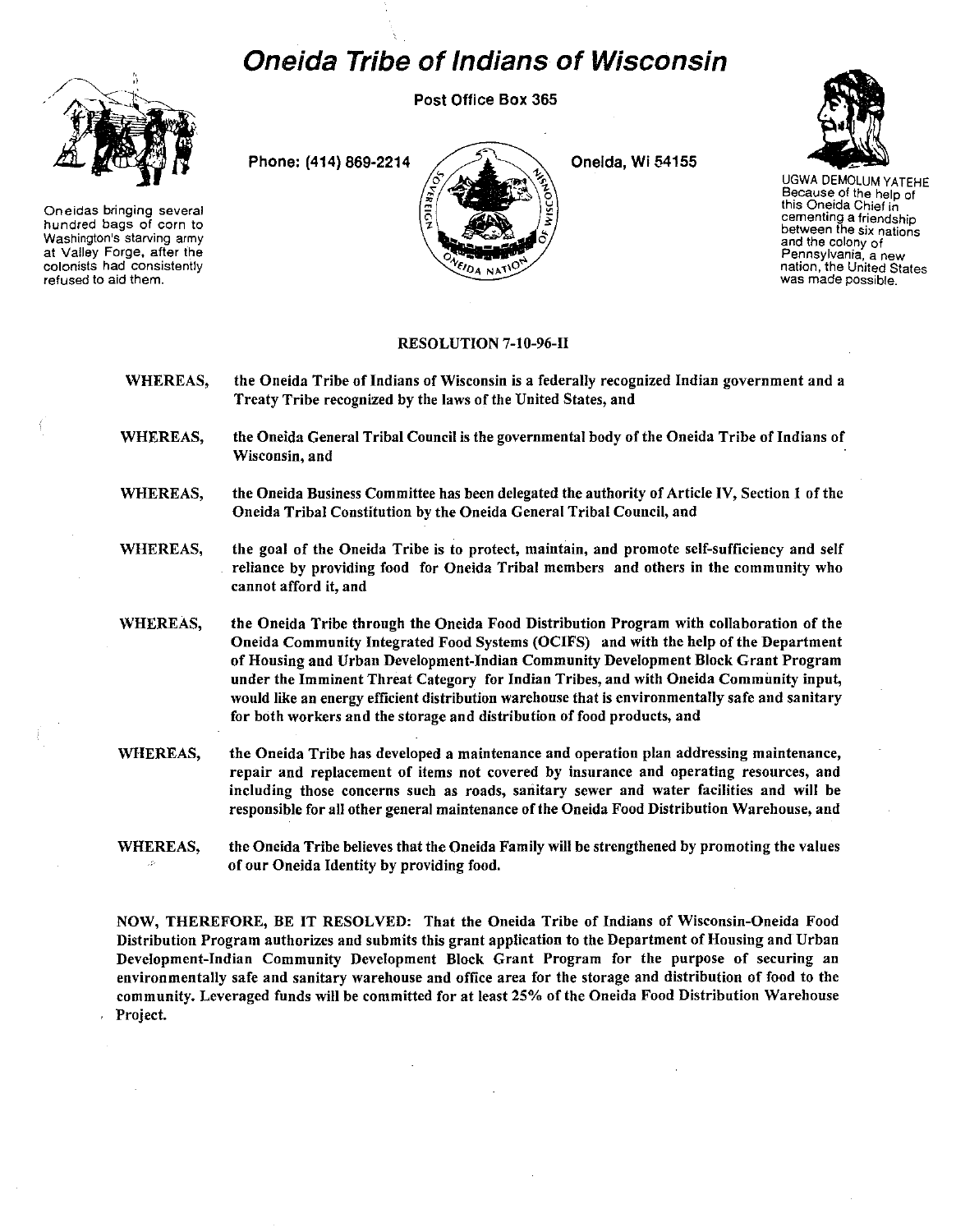// Oneida Tribe of Indians of Wisconsin

# Oneida Tribe of Indians of Wisconsin

Post Office Box 365

Phone: (414) 869-2214

Oneida, Wi 54155

Oneidas bringing several hundred bags of corn to Washington's starving army at Valley Forge, after the colonists had consistently refused to aid them.

UGWA DEMOLUM YATEHE
Because of the help of this Oneida Chief in cementing a friendship between the six nations and the colony of Pennsylvania, a new nation, the United States was made possible.

SOVEREIGN ONEIDA NATION OF WISCONSIN

## RESOLUTION 7-10-96-II

**WHEREAS,** the Oneida Tribe of Indians of Wisconsin is a federally recognized Indian government and a Treaty Tribe recognized by the laws of the United States, and

**WHEREAS,** the Oneida General Tribal Council is the governmental body of the Oneida Tribe of Indians of Wisconsin, and

**WHEREAS,** the Oneida Business Committee has been delegated the authority of Article IV, Section 1 of the Oneida Tribal Constitution by the Oneida General Tribal Council, and

**WHEREAS,** the goal of the Oneida Tribe is to protect, maintain, and promote self-sufficiency and self reliance by providing food for Oneida Tribal members and others in the community who cannot afford it, and

**WHEREAS,** the Oneida Tribe through the Oneida Food Distribution Program with collaboration of the Oneida Community Integrated Food Systems (OCIFS) and with the help of the Department of Housing and Urban Development-Indian Community Development Block Grant Program under the Imminent Threat Category for Indian Tribes, and with Oneida Community input, would like an energy efficient distribution warehouse that is environmentally safe and sanitary for both workers and the storage and distribution of food products, and

**WHEREAS,** the Oneida Tribe has developed a maintenance and operation plan addressing maintenance, repair and replacement of items not covered by insurance and operating resources, and including those concerns such as roads, sanitary sewer and water facilities and will be responsible for all other general maintenance of the Oneida Food Distribution Warehouse, and

**WHEREAS,** the Oneida Tribe believes that the Oneida Family will be strengthened by promoting the values of our Oneida Identity by providing food.

**NOW, THEREFORE, BE IT RESOLVED:** That the Oneida Tribe of Indians of Wisconsin-Oneida Food Distribution Program authorizes and submits this grant application to the Department of Housing and Urban Development-Indian Community Development Block Grant Program for the purpose of securing an environmentally safe and sanitary warehouse and office area for the storage and distribution of food to the community. Leveraged funds will be committed for at least 25% of the Oneida Food Distribution Warehouse Project.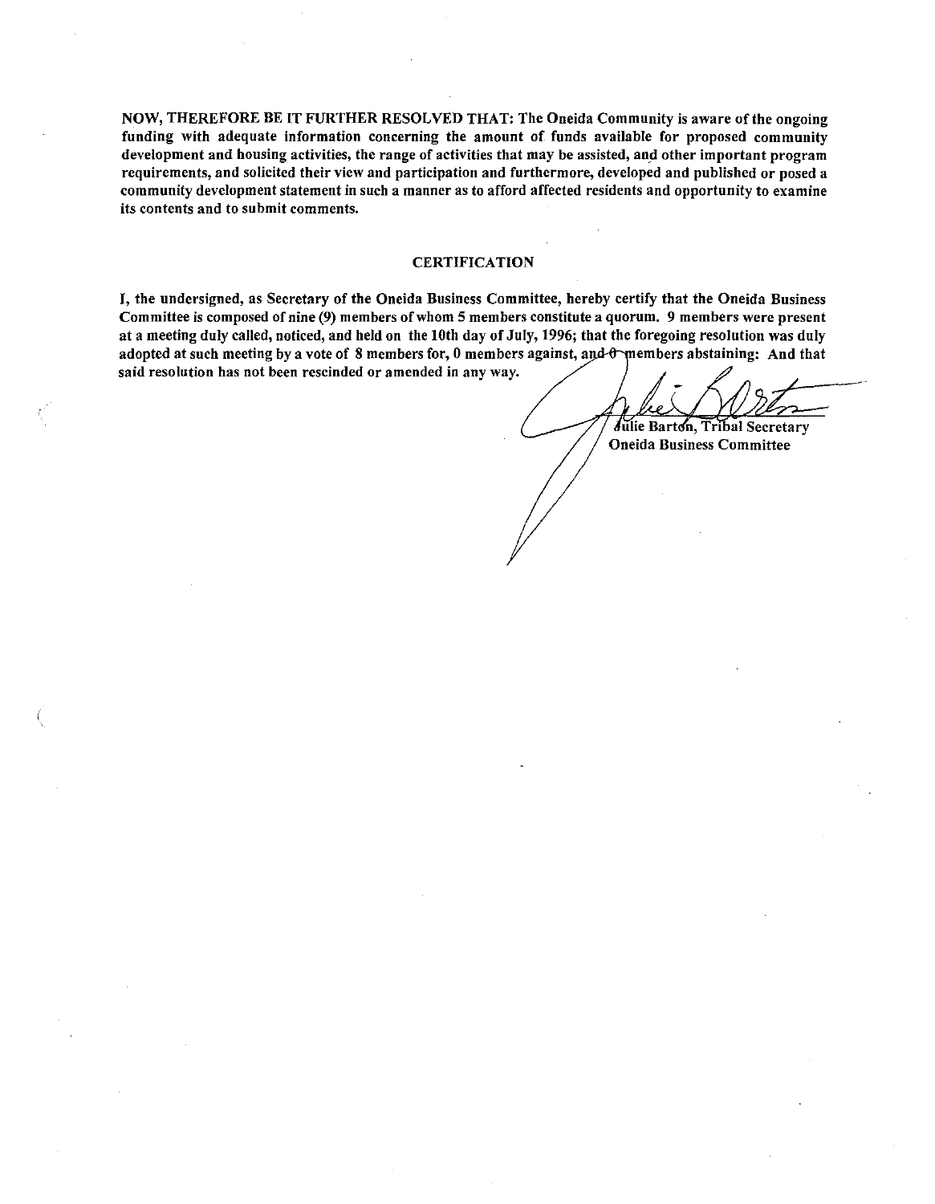**NOW, THEREFORE BE IT FURTHER RESOLVED THAT: The Oneida Community is aware of the ongoing funding with adequate information concerning the amount of funds available for proposed community development and housing activities, the range of activities that may be assisted, and other important program requirements, and solicited their view and participation and furthermore, developed and published or posed a community development statement in such a manner as to afford affected residents and opportunity to examine its contents and to submit comments.**

## CERTIFICATION

**I, the undersigned, as Secretary of the Oneida Business Committee, hereby certify that the Oneida Business Committee is composed of nine (9) members of whom 5 members constitute a quorum. 9 members were present at a meeting duly called, noticed, and held on the 10th day of July, 1996; that the foregoing resolution was duly adopted at such meeting by a vote of 8 members for, 0 members against, and 0 members abstaining: And that said resolution has not been rescinded or amended in any way.**

**Julie Barton, Tribal Secretary**
**Oneida Business Committee**